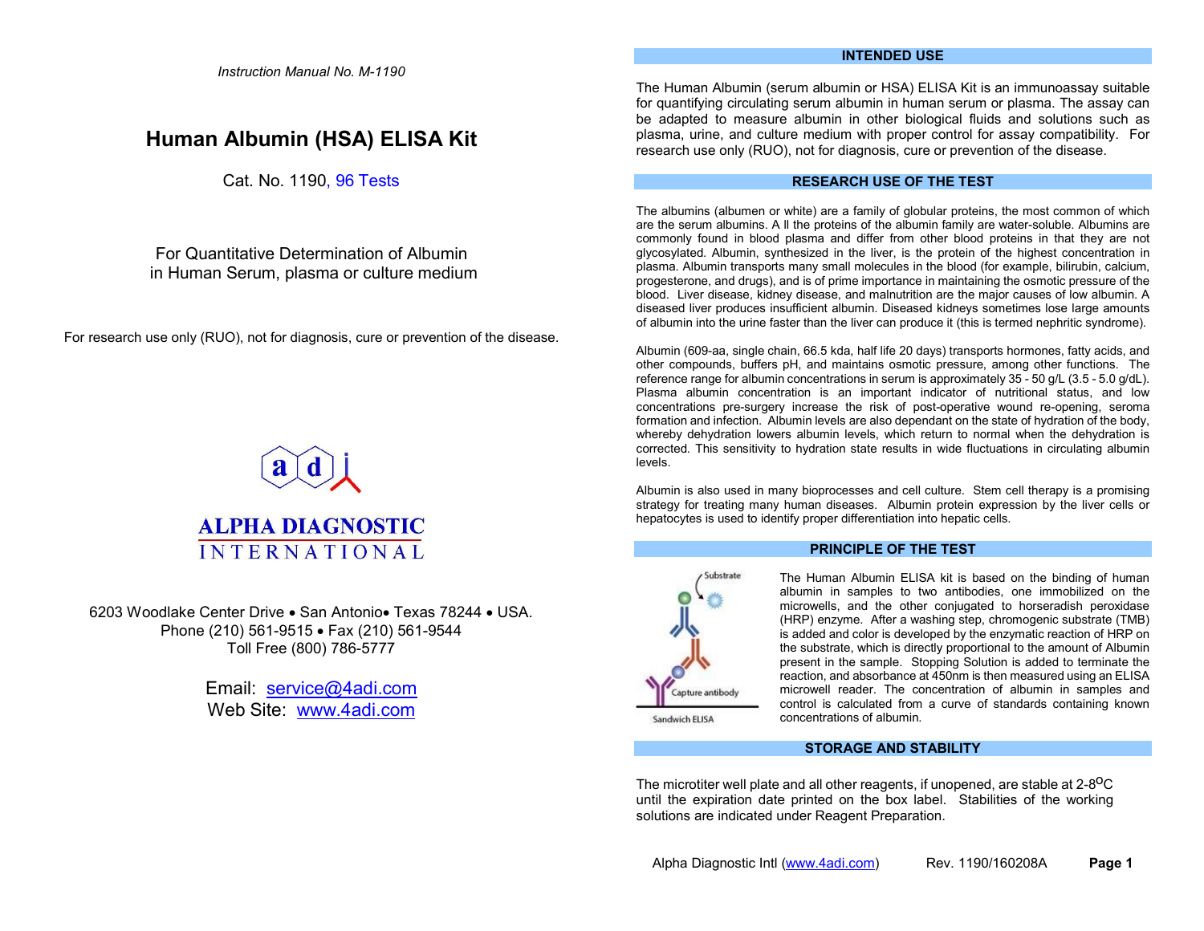*Instruction Manual No. M-1190*

# Human Albumin (HSA) ELISA Kit

Cat. No. 1190, 96 Tests

For Quantitative Determination of Albumin
in Human Serum, plasma or culture medium

For research use only (RUO), not for diagnosis, cure or prevention of the disease.

**ALPHA DIAGNOSTIC INTERNATIONAL**

6203 Woodlake Center Drive • San Antonio• Texas 78244 • USA.
Phone (210) 561-9515 • Fax (210) 561-9544
Toll Free (800) 786-5777

Email: [service@4adi.com](mailto:service@4adi.com)
Web Site: [www.4adi.com](http://www.4adi.com)

## INTENDED USE

The Human Albumin (serum albumin or HSA) ELISA Kit is an immunoassay suitable for quantifying circulating serum albumin in human serum or plasma. The assay can be adapted to measure albumin in other biological fluids and solutions such as plasma, urine, and culture medium with proper control for assay compatibility. For research use only (RUO), not for diagnosis, cure or prevention of the disease.

## RESEARCH USE OF THE TEST

The albumins (albumen or white) are a family of globular proteins, the most common of which are the serum albumins. A ll the proteins of the albumin family are water-soluble. Albumins are commonly found in blood plasma and differ from other blood proteins in that they are not glycosylated. Albumin, synthesized in the liver, is the protein of the highest concentration in plasma. Albumin transports many small molecules in the blood (for example, bilirubin, calcium, progesterone, and drugs), and is of prime importance in maintaining the osmotic pressure of the blood. Liver disease, kidney disease, and malnutrition are the major causes of low albumin. A diseased liver produces insufficient albumin. Diseased kidneys sometimes lose large amounts of albumin into the urine faster than the liver can produce it (this is termed nephritic syndrome).

Albumin (609-aa, single chain, 66.5 kda, half life 20 days) transports hormones, fatty acids, and other compounds, buffers pH, and maintains osmotic pressure, among other functions. The reference range for albumin concentrations in serum is approximately 35 - 50 g/L (3.5 - 5.0 g/dL). Plasma albumin concentration is an important indicator of nutritional status, and low concentrations pre-surgery increase the risk of post-operative wound re-opening, seroma formation and infection. Albumin levels are also dependant on the state of hydration of the body, whereby dehydration lowers albumin levels, which return to normal when the dehydration is corrected. This sensitivity to hydration state results in wide fluctuations in circulating albumin levels.

Albumin is also used in many bioprocesses and cell culture. Stem cell therapy is a promising strategy for treating many human diseases. Albumin protein expression by the liver cells or hepatocytes is used to identify proper differentiation into hepatic cells.

## PRINCIPLE OF THE TEST

The Human Albumin ELISA kit is based on the binding of human albumin in samples to two antibodies, one immobilized on the microwells, and the other conjugated to horseradish peroxidase (HRP) enzyme. After a washing step, chromogenic substrate (TMB) is added and color is developed by the enzymatic reaction of HRP on the substrate, which is directly proportional to the amount of Albumin present in the sample. Stopping Solution is added to terminate the reaction, and absorbance at 450nm is then measured using an ELISA microwell reader. The concentration of albumin in samples and control is calculated from a curve of standards containing known concentrations of albumin.

Sandwich ELISA

## STORAGE AND STABILITY

The microtiter well plate and all other reagents, if unopened, are stable at 2-8°C until the expiration date printed on the box label. Stabilities of the working solutions are indicated under Reagent Preparation.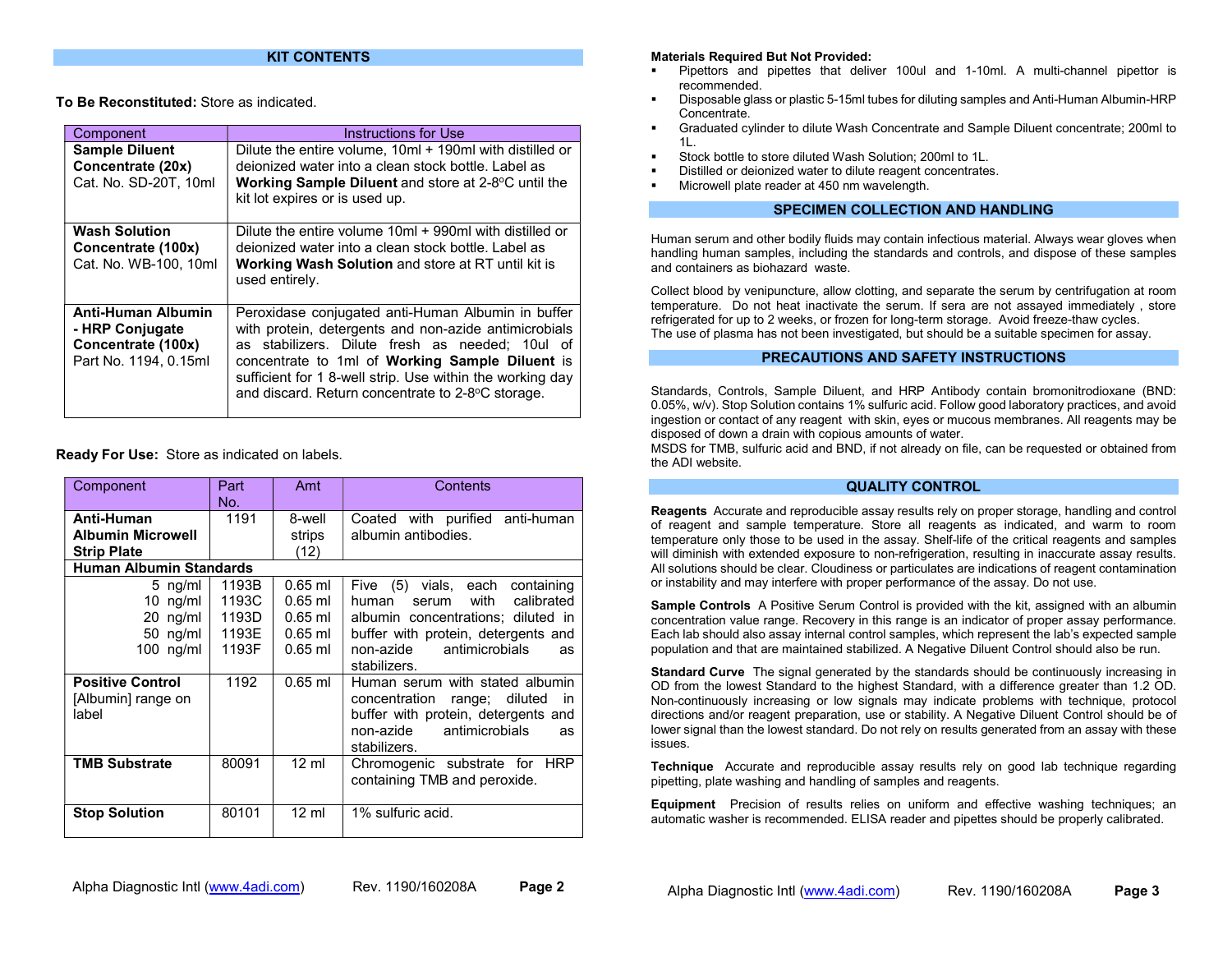## KIT CONTENTS

**To Be Reconstituted:** Store as indicated.

| Component | Instructions for Use |
|---|---|
| **Sample Diluent Concentrate (20x)** Cat. No. SD-20T, 10ml | Dilute the entire volume, 10ml + 190ml with distilled or deionized water into a clean stock bottle. Label as **Working Sample Diluent** and store at 2-8°C until the kit lot expires or is used up. |
| **Wash Solution Concentrate (100x)** Cat. No. WB-100, 10ml | Dilute the entire volume 10ml + 990ml with distilled or deionized water into a clean stock bottle. Label as **Working Wash Solution** and store at RT until kit is used entirely. |
| **Anti-Human Albumin - HRP Conjugate Concentrate (100x)** Part No. 1194, 0.15ml | Peroxidase conjugated anti-Human Albumin in buffer with protein, detergents and non-azide antimicrobials as stabilizers. Dilute fresh as needed; 10ul of concentrate to 1ml of **Working Sample Diluent** is sufficient for 1 8-well strip. Use within the working day and discard. Return concentrate to 2-8°C storage. |

**Ready For Use:** Store as indicated on labels.

| Component | Part No. | Amt | Contents |
|---|---|---|---|
| **Anti-Human Albumin Microwell Strip Plate** | 1191 | 8-well strips (12) | Coated with purified anti-human albumin antibodies. |
| **Human Albumin Standards** | | | |
| 5 ng/ml<br>10 ng/ml<br>20 ng/ml<br>50 ng/ml<br>100 ng/ml | 1193B<br>1193C<br>1193D<br>1193E<br>1193F | 0.65 ml<br>0.65 ml<br>0.65 ml<br>0.65 ml<br>0.65 ml | Five (5) vials, each containing human serum with calibrated albumin concentrations; diluted in buffer with protein, detergents and non-azide antimicrobials as stabilizers. |
| **Positive Control** [Albumin] range on label | 1192 | 0.65 ml | Human serum with stated albumin concentration range; diluted in buffer with protein, detergents and non-azide antimicrobials as stabilizers. |
| **TMB Substrate** | 80091 | 12 ml | Chromogenic substrate for HRP containing TMB and peroxide. |
| **Stop Solution** | 80101 | 12 ml | 1% sulfuric acid. |

**Materials Required But Not Provided:**

- Pipettors and pipettes that deliver 100ul and 1-10ml. A multi-channel pipettor is recommended.
- Disposable glass or plastic 5-15ml tubes for diluting samples and Anti-Human Albumin-HRP Concentrate.
- Graduated cylinder to dilute Wash Concentrate and Sample Diluent concentrate; 200ml to 1L.
- Stock bottle to store diluted Wash Solution; 200ml to 1L.
- Distilled or deionized water to dilute reagent concentrates.
- Microwell plate reader at 450 nm wavelength.

## SPECIMEN COLLECTION AND HANDLING

Human serum and other bodily fluids may contain infectious material. Always wear gloves when handling human samples, including the standards and controls, and dispose of these samples and containers as biohazard waste.

Collect blood by venipuncture, allow clotting, and separate the serum by centrifugation at room temperature. Do not heat inactivate the serum. If sera are not assayed immediately , store refrigerated for up to 2 weeks, or frozen for long-term storage. Avoid freeze-thaw cycles.
The use of plasma has not been investigated, but should be a suitable specimen for assay.

## PRECAUTIONS AND SAFETY INSTRUCTIONS

Standards, Controls, Sample Diluent, and HRP Antibody contain bromonitrodioxane (BND: 0.05%, w/v). Stop Solution contains 1% sulfuric acid. Follow good laboratory practices, and avoid ingestion or contact of any reagent with skin, eyes or mucous membranes. All reagents may be disposed of down a drain with copious amounts of water.
MSDS for TMB, sulfuric acid and BND, if not already on file, can be requested or obtained from the ADI website.

## QUALITY CONTROL

**Reagents** Accurate and reproducible assay results rely on proper storage, handling and control of reagent and sample temperature. Store all reagents as indicated, and warm to room temperature only those to be used in the assay. Shelf-life of the critical reagents and samples will diminish with extended exposure to non-refrigeration, resulting in inaccurate assay results. All solutions should be clear. Cloudiness or particulates are indications of reagent contamination or instability and may interfere with proper performance of the assay. Do not use.

**Sample Controls** A Positive Serum Control is provided with the kit, assigned with an albumin concentration value range. Recovery in this range is an indicator of proper assay performance. Each lab should also assay internal control samples, which represent the lab's expected sample population and that are maintained stabilized. A Negative Diluent Control should also be run.

**Standard Curve** The signal generated by the standards should be continuously increasing in OD from the lowest Standard to the highest Standard, with a difference greater than 1.2 OD. Non-continuously increasing or low signals may indicate problems with technique, protocol directions and/or reagent preparation, use or stability. A Negative Diluent Control should be of lower signal than the lowest standard. Do not rely on results generated from an assay with these issues.

**Technique** Accurate and reproducible assay results rely on good lab technique regarding pipetting, plate washing and handling of samples and reagents.

**Equipment** Precision of results relies on uniform and effective washing techniques; an automatic washer is recommended. ELISA reader and pipettes should be properly calibrated.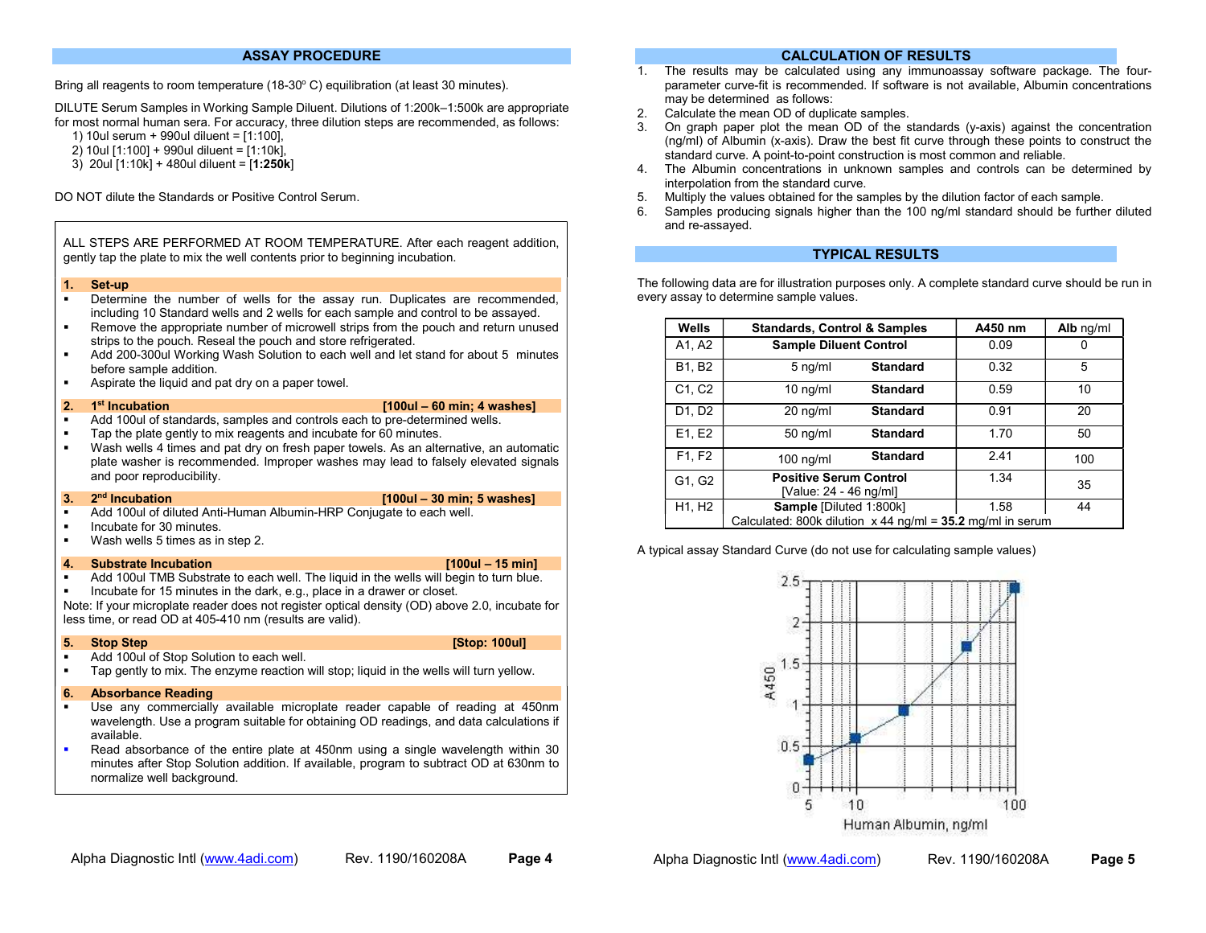## ASSAY PROCEDURE

Bring all reagents to room temperature (18-30° C) equilibration (at least 30 minutes).

DILUTE Serum Samples in Working Sample Diluent. Dilutions of 1:200k–1:500k are appropriate for most normal human sera. For accuracy, three dilution steps are recommended, as follows:

1) 10ul serum + 990ul diluent = [1:100],
2) 10ul [1:100] + 990ul diluent = [1:10k],
3) 20ul [1:10k] + 480ul diluent = [**1:250k**]

DO NOT dilute the Standards or Positive Control Serum.

ALL STEPS ARE PERFORMED AT ROOM TEMPERATURE. After each reagent addition, gently tap the plate to mix the well contents prior to beginning incubation.

### 1. Set-up

- Determine the number of wells for the assay run. Duplicates are recommended, including 10 Standard wells and 2 wells for each sample and control to be assayed.
- Remove the appropriate number of microwell strips from the pouch and return unused strips to the pouch. Reseal the pouch and store refrigerated.
- Add 200-300ul Working Wash Solution to each well and let stand for about 5 minutes before sample addition.
- Aspirate the liquid and pat dry on a paper towel.

### 2. 1st Incubation [100ul – 60 min; 4 washes]

- Add 100ul of standards, samples and controls each to pre-determined wells.
- Tap the plate gently to mix reagents and incubate for 60 minutes.
- Wash wells 4 times and pat dry on fresh paper towels. As an alternative, an automatic plate washer is recommended. Improper washes may lead to falsely elevated signals and poor reproducibility.

### 3. 2nd Incubation [100ul – 30 min; 5 washes]

- Add 100ul of diluted Anti-Human Albumin-HRP Conjugate to each well.
- Incubate for 30 minutes.
- Wash wells 5 times as in step 2.

### 4. Substrate Incubation [100ul – 15 min]

- Add 100ul TMB Substrate to each well. The liquid in the wells will begin to turn blue.
- Incubate for 15 minutes in the dark, e.g., place in a drawer or closet.

Note: If your microplate reader does not register optical density (OD) above 2.0, incubate for less time, or read OD at 405-410 nm (results are valid).

### 5. Stop Step [Stop: 100ul]

- Add 100ul of Stop Solution to each well.
- Tap gently to mix. The enzyme reaction will stop; liquid in the wells will turn yellow.

### 6. Absorbance Reading

- Use any commercially available microplate reader capable of reading at 450nm wavelength. Use a program suitable for obtaining OD readings, and data calculations if available.
- Read absorbance of the entire plate at 450nm using a single wavelength within 30 minutes after Stop Solution addition. If available, program to subtract OD at 630nm to normalize well background.

## CALCULATION OF RESULTS

1. The results may be calculated using any immunoassay software package. The four-parameter curve-fit is recommended. If software is not available, Albumin concentrations may be determined as follows:
2. Calculate the mean OD of duplicate samples.
3. On graph paper plot the mean OD of the standards (y-axis) against the concentration (ng/ml) of Albumin (x-axis). Draw the best fit curve through these points to construct the standard curve. A point-to-point construction is most common and reliable.
4. The Albumin concentrations in unknown samples and controls can be determined by interpolation from the standard curve.
5. Multiply the values obtained for the samples by the dilution factor of each sample.
6. Samples producing signals higher than the 100 ng/ml standard should be further diluted and re-assayed.

## TYPICAL RESULTS

The following data are for illustration purposes only. A complete standard curve should be run in every assay to determine sample values.

| Wells | Standards, Control & Samples | | A450 nm | Alb ng/ml |
|---|---|---|---|---|
| A1, A2 | **Sample Diluent Control** | | 0.09 | 0 |
| B1, B2 | 5 ng/ml | **Standard** | 0.32 | 5 |
| C1, C2 | 10 ng/ml | **Standard** | 0.59 | 10 |
| D1, D2 | 20 ng/ml | **Standard** | 0.91 | 20 |
| E1, E2 | 50 ng/ml | **Standard** | 1.70 | 50 |
| F1, F2 | 100 ng/ml | **Standard** | 2.41 | 100 |
| G1, G2 | **Positive Serum Control** [Value: 24 - 46 ng/ml] | | 1.34 | 35 |
| H1, H2 | **Sample** [Diluted 1:800k] Calculated: 800k dilution x 44 ng/ml = **35.2** mg/ml in serum | | 1.58 | 44 |

A typical assay Standard Curve (do not use for calculating sample values)

| Human Albumin, ng/ml | A450 |
|---|---|
| 5 | 0.32 |
| 10 | 0.59 |
| 20 | 0.91 |
| 50 | 1.70 |
| 100 | 2.41 |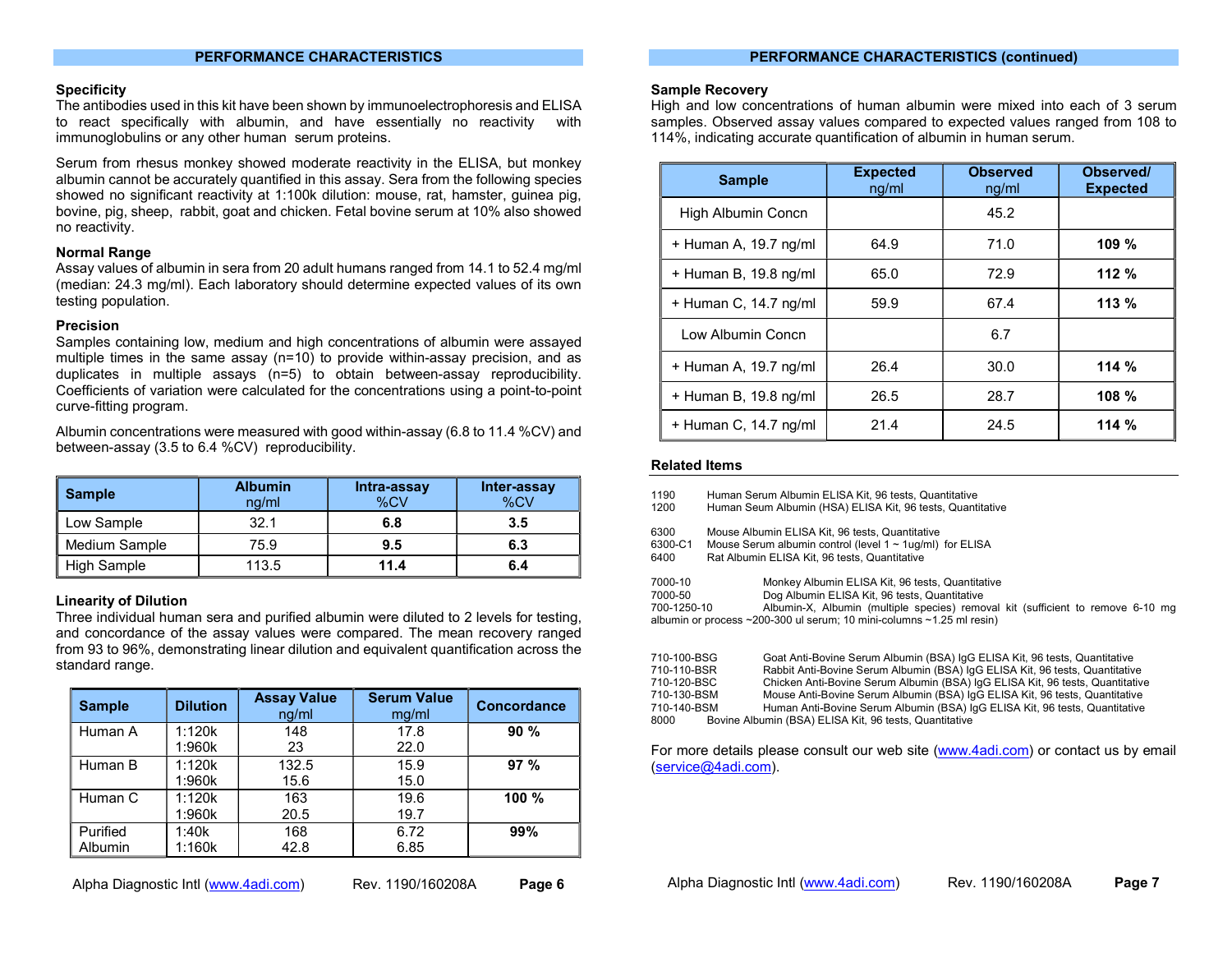## PERFORMANCE CHARACTERISTICS

### Specificity

The antibodies used in this kit have been shown by immunoelectrophoresis and ELISA to react specifically with albumin, and have essentially no reactivity with immunoglobulins or any other human serum proteins.

Serum from rhesus monkey showed moderate reactivity in the ELISA, but monkey albumin cannot be accurately quantified in this assay. Sera from the following species showed no significant reactivity at 1:100k dilution: mouse, rat, hamster, guinea pig, bovine, pig, sheep, rabbit, goat and chicken. Fetal bovine serum at 10% also showed no reactivity.

### Normal Range

Assay values of albumin in sera from 20 adult humans ranged from 14.1 to 52.4 mg/ml (median: 24.3 mg/ml). Each laboratory should determine expected values of its own testing population.

### Precision

Samples containing low, medium and high concentrations of albumin were assayed multiple times in the same assay (n=10) to provide within-assay precision, and as duplicates in multiple assays (n=5) to obtain between-assay reproducibility. Coefficients of variation were calculated for the concentrations using a point-to-point curve-fitting program.

Albumin concentrations were measured with good within-assay (6.8 to 11.4 %CV) and between-assay (3.5 to 6.4 %CV) reproducibility.

| Sample | Albumin ng/ml | Intra-assay %CV | Inter-assay %CV |
|---|---|---|---|
| Low Sample | 32.1 | **6.8** | **3.5** |
| Medium Sample | 75.9 | **9.5** | **6.3** |
| High Sample | 113.5 | **11.4** | **6.4** |

### Linearity of Dilution

Three individual human sera and purified albumin were diluted to 2 levels for testing, and concordance of the assay values were compared. The mean recovery ranged from 93 to 96%, demonstrating linear dilution and equivalent quantification across the standard range.

| Sample | Dilution | Assay Value ng/ml | Serum Value mg/ml | Concordance |
|---|---|---|---|---|
| Human A | 1:120k<br>1:960k | 148<br>23 | 17.8<br>22.0 | **90 %** |
| Human B | 1:120k<br>1:960k | 132.5<br>15.6 | 15.9<br>15.0 | **97 %** |
| Human C | 1:120k<br>1:960k | 163<br>20.5 | 19.6<br>19.7 | **100 %** |
| Purified Albumin | 1:40k<br>1:160k | 168<br>42.8 | 6.72<br>6.85 | **99%** |

## PERFORMANCE CHARACTERISTICS (continued)

### Sample Recovery

High and low concentrations of human albumin were mixed into each of 3 serum samples. Observed assay values compared to expected values ranged from 108 to 114%, indicating accurate quantification of albumin in human serum.

| Sample | Expected ng/ml | Observed ng/ml | Observed/ Expected |
|---|---|---|---|
| High Albumin Concn | | 45.2 | |
| + Human A, 19.7 ng/ml | 64.9 | 71.0 | **109 %** |
| + Human B, 19.8 ng/ml | 65.0 | 72.9 | **112 %** |
| + Human C, 14.7 ng/ml | 59.9 | 67.4 | **113 %** |
| Low Albumin Concn | | 6.7 | |
| + Human A, 19.7 ng/ml | 26.4 | 30.0 | **114 %** |
| + Human B, 19.8 ng/ml | 26.5 | 28.7 | **108 %** |
| + Human C, 14.7 ng/ml | 21.4 | 24.5 | **114 %** |

### Related Items

1190 Human Serum Albumin ELISA Kit, 96 tests, Quantitative
1200 Human Seum Albumin (HSA) ELISA Kit, 96 tests, Quantitative

6300 Mouse Albumin ELISA Kit, 96 tests, Quantitative
6300-C1 Mouse Serum albumin control (level 1 ~ 1ug/ml) for ELISA
6400 Rat Albumin ELISA Kit, 96 tests, Quantitative

7000-10 Monkey Albumin ELISA Kit, 96 tests, Quantitative
7000-50 Dog Albumin ELISA Kit, 96 tests, Quantitative
700-1250-10 Albumin-X, Albumin (multiple species) removal kit (sufficient to remove 6-10 mg albumin or process ~200-300 ul serum; 10 mini-columns ~1.25 ml resin)

710-100-BSG Goat Anti-Bovine Serum Albumin (BSA) IgG ELISA Kit, 96 tests, Quantitative
710-110-BSR Rabbit Anti-Bovine Serum Albumin (BSA) IgG ELISA Kit, 96 tests, Quantitative
710-120-BSC Chicken Anti-Bovine Serum Albumin (BSA) IgG ELISA Kit, 96 tests, Quantitative
710-130-BSM Mouse Anti-Bovine Serum Albumin (BSA) IgG ELISA Kit, 96 tests, Quantitative
710-140-BSM Human Anti-Bovine Serum Albumin (BSA) IgG ELISA Kit, 96 tests, Quantitative
8000 Bovine Albumin (BSA) ELISA Kit, 96 tests, Quantitative

For more details please consult our web site (www.4adi.com) or contact us by email (service@4adi.com).